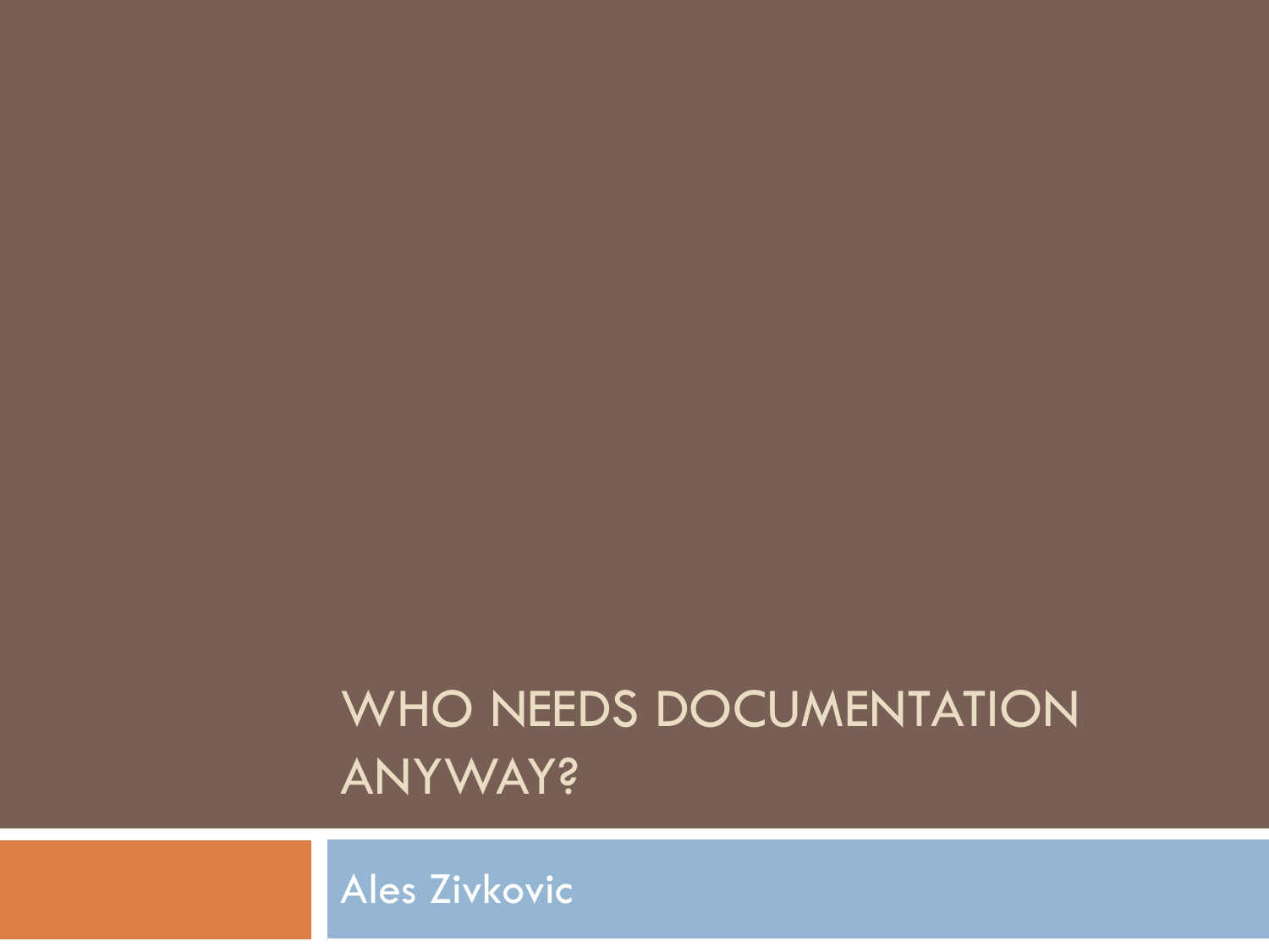# WHO NEEDS DOCUMENTATION ANYWAY?

Ales Zivkovic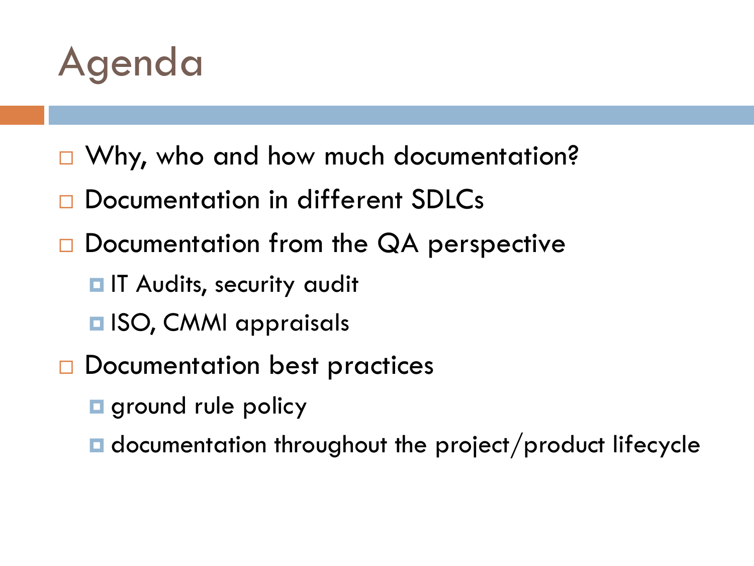# Agenda

- Why, who and how much documentation?
- Documentation in different SDLCs
- Documentation from the QA perspective
  - IT Audits, security audit
  - ISO, CMMI appraisals
- Documentation best practices
  - ground rule policy
  - documentation throughout the project/product lifecycle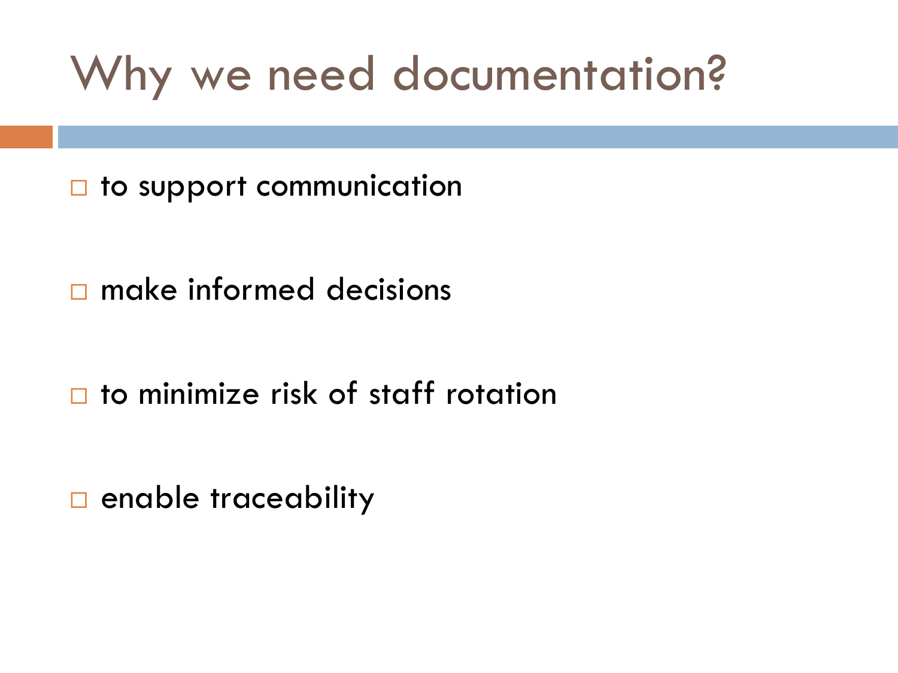# Why we need documentation?

- to support communication
- make informed decisions
- to minimize risk of staff rotation
- enable traceability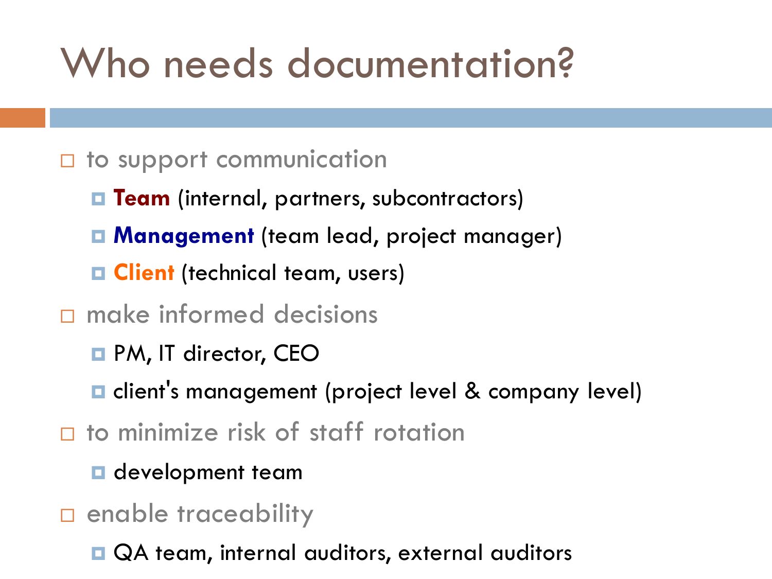# Who needs documentation?

- to support communication
  - **Team** (internal, partners, subcontractors)
  - **Management** (team lead, project manager)
  - **Client** (technical team, users)
- make informed decisions
  - PM, IT director, CEO
  - client's management (project level & company level)
- to minimize risk of staff rotation
  - development team
- enable traceability
  - QA team, internal auditors, external auditors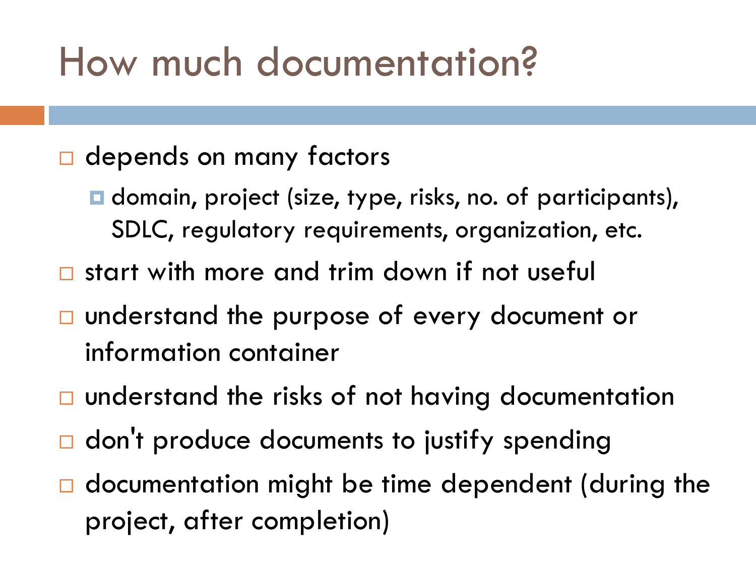# How much documentation?

- depends on many factors
  - domain, project (size, type, risks, no. of participants), SDLC, regulatory requirements, organization, etc.
- start with more and trim down if not useful
- understand the purpose of every document or information container
- understand the risks of not having documentation
- don't produce documents to justify spending
- documentation might be time dependent (during the project, after completion)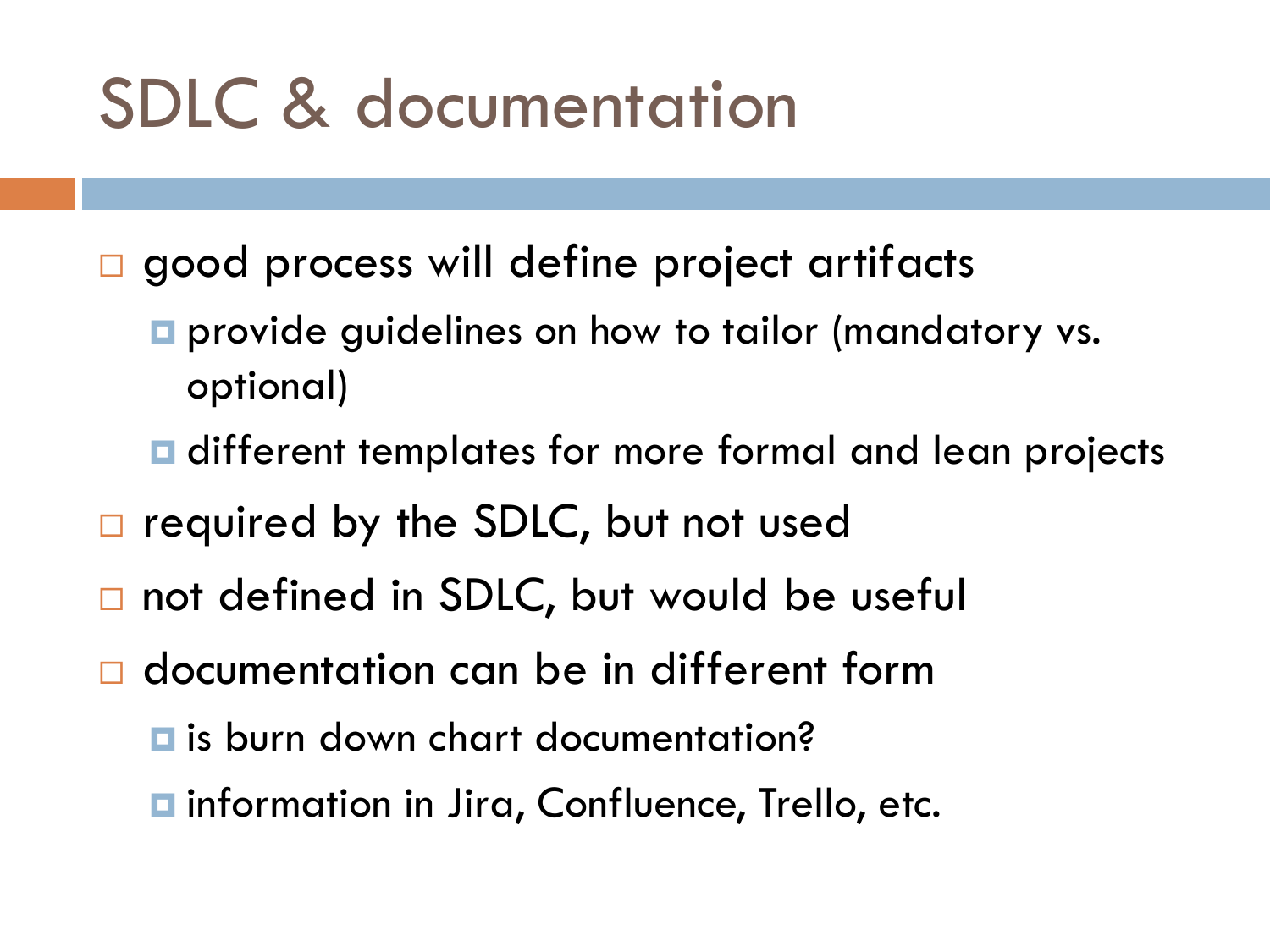# SDLC & documentation

- good process will define project artifacts
  - provide guidelines on how to tailor (mandatory vs. optional)
  - different templates for more formal and lean projects
- required by the SDLC, but not used
- not defined in SDLC, but would be useful
- documentation can be in different form
  - is burn down chart documentation?
  - information in Jira, Confluence, Trello, etc.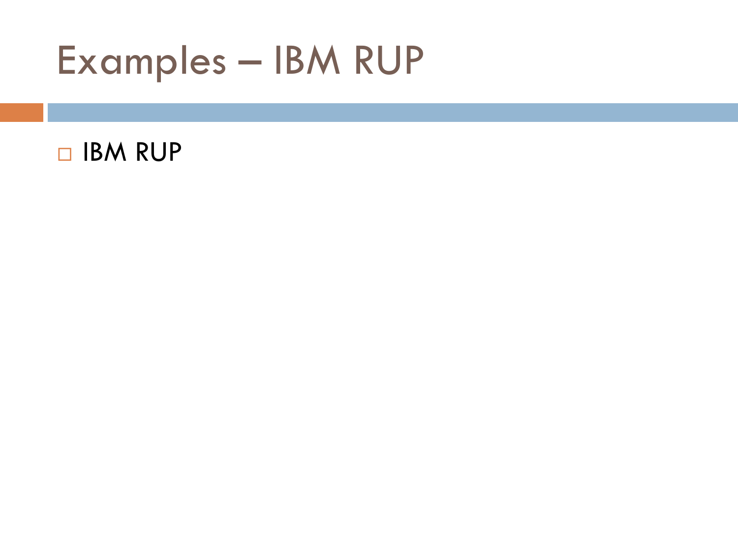# Examples – IBM RUP

- IBM RUP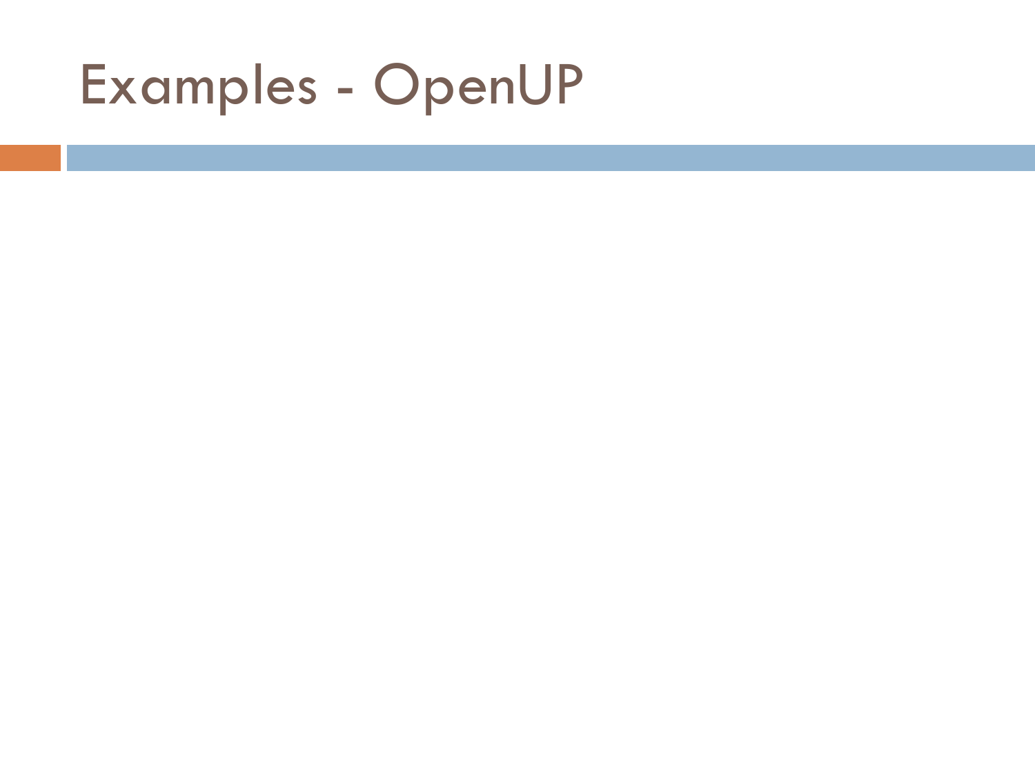# Examples - OpenUP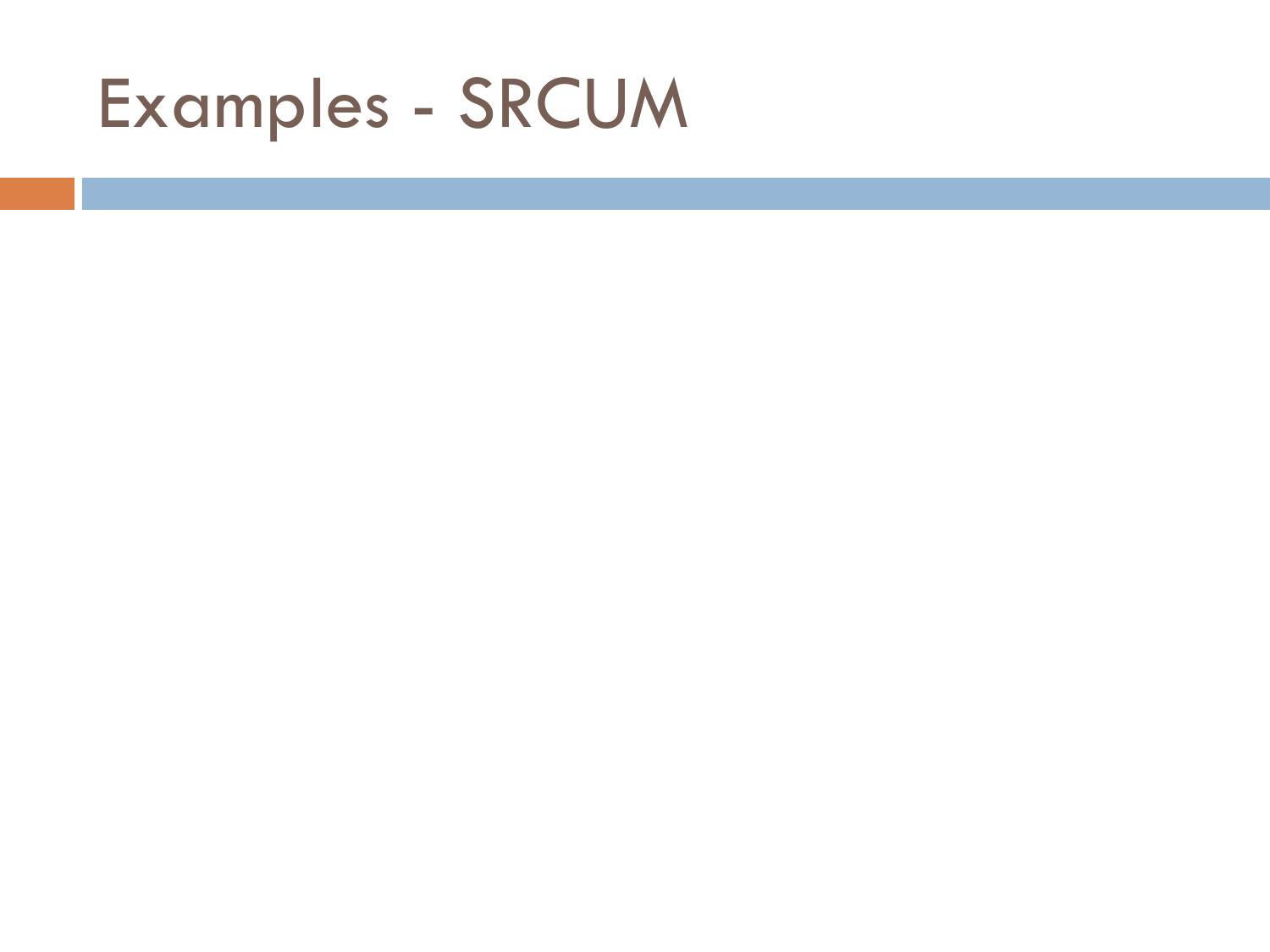# Examples - SRCUM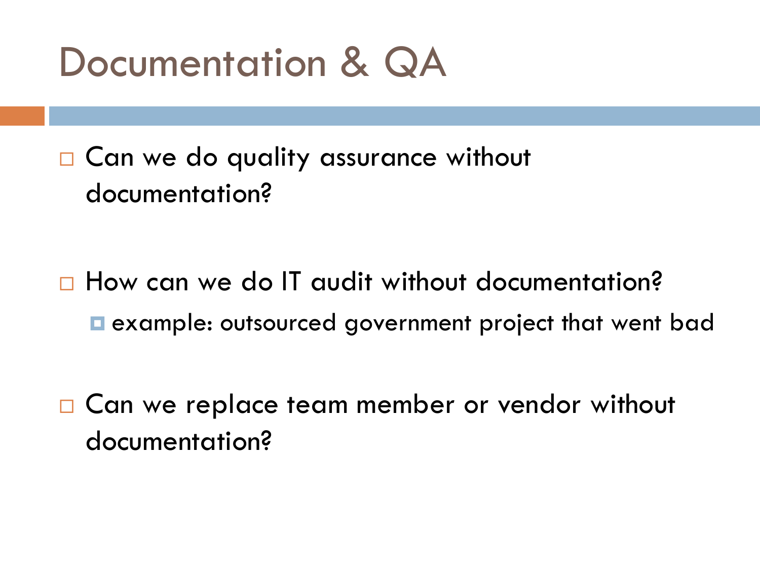# Documentation & QA

- Can we do quality assurance without documentation?

- How can we do IT audit without documentation?
  - example: outsourced government project that went bad

- Can we replace team member or vendor without documentation?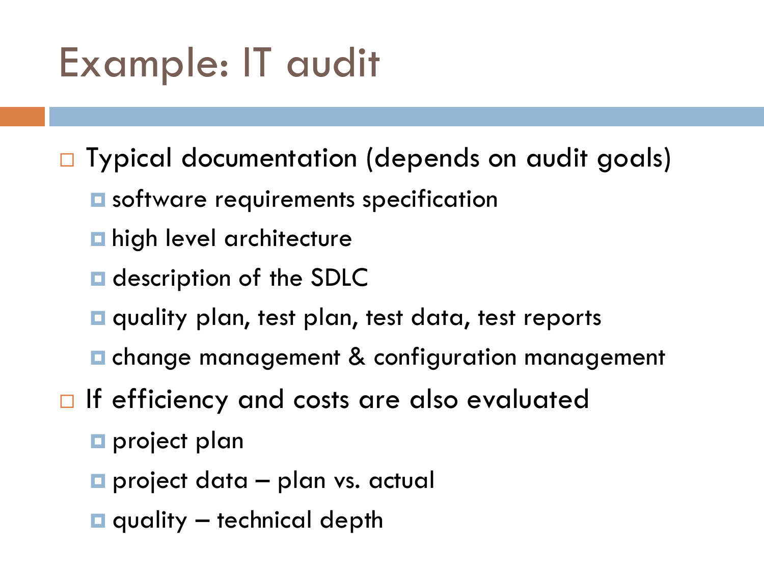# Example: IT audit

- Typical documentation (depends on audit goals)
  - software requirements specification
  - high level architecture
  - description of the SDLC
  - quality plan, test plan, test data, test reports
  - change management & configuration management
- If efficiency and costs are also evaluated
  - project plan
  - project data – plan vs. actual
  - quality – technical depth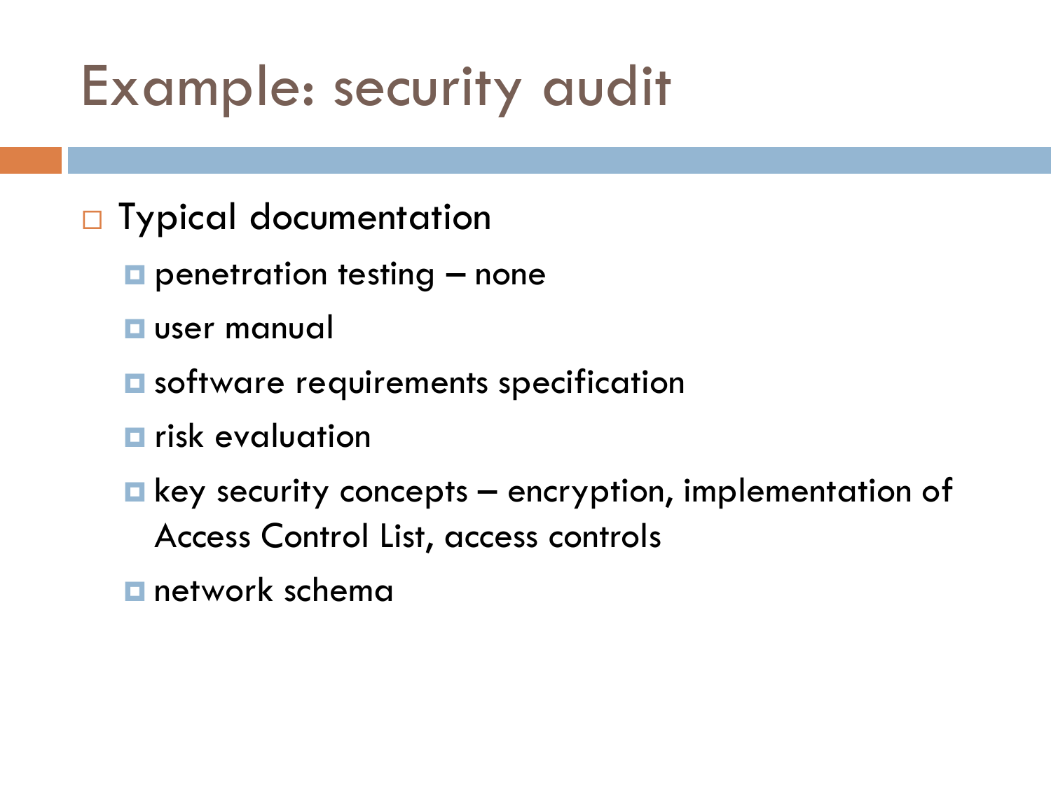# Example: security audit

- Typical documentation
  - penetration testing – none
  - user manual
  - software requirements specification
  - risk evaluation
  - key security concepts – encryption, implementation of Access Control List, access controls
  - network schema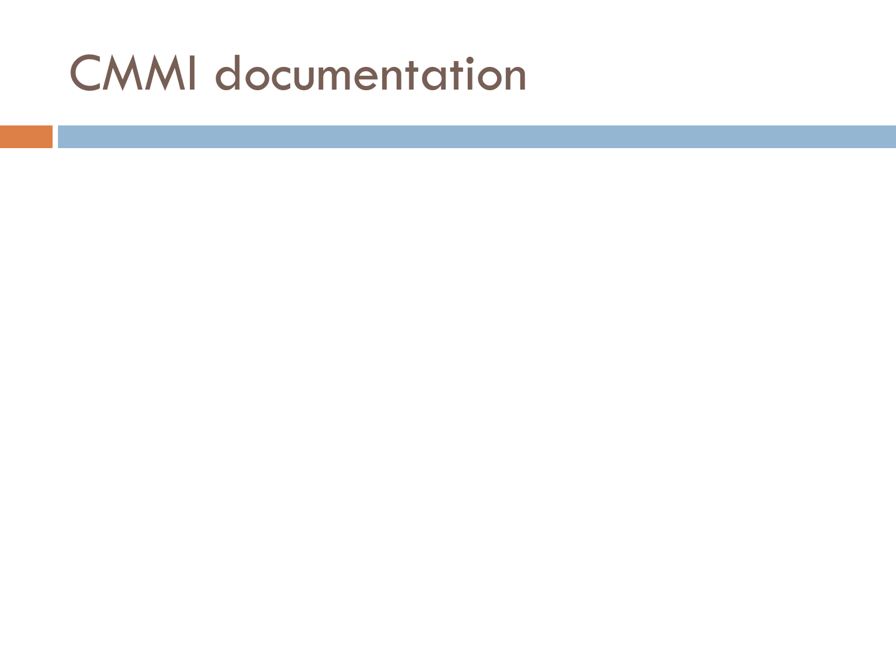# CMMI documentation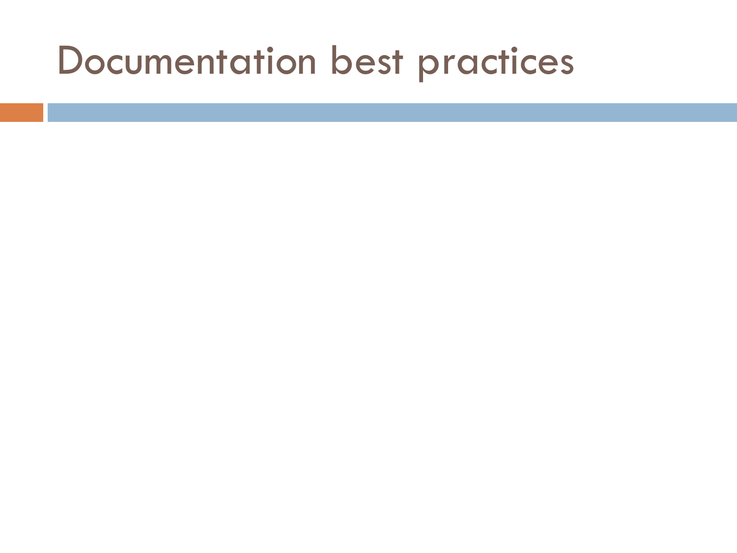# Documentation best practices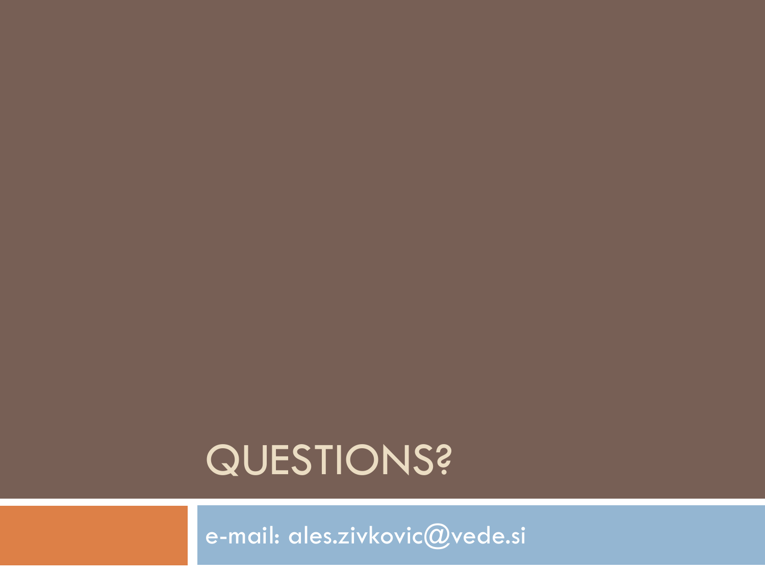# QUESTIONS?

e-mail: ales.zivkovic@vede.si